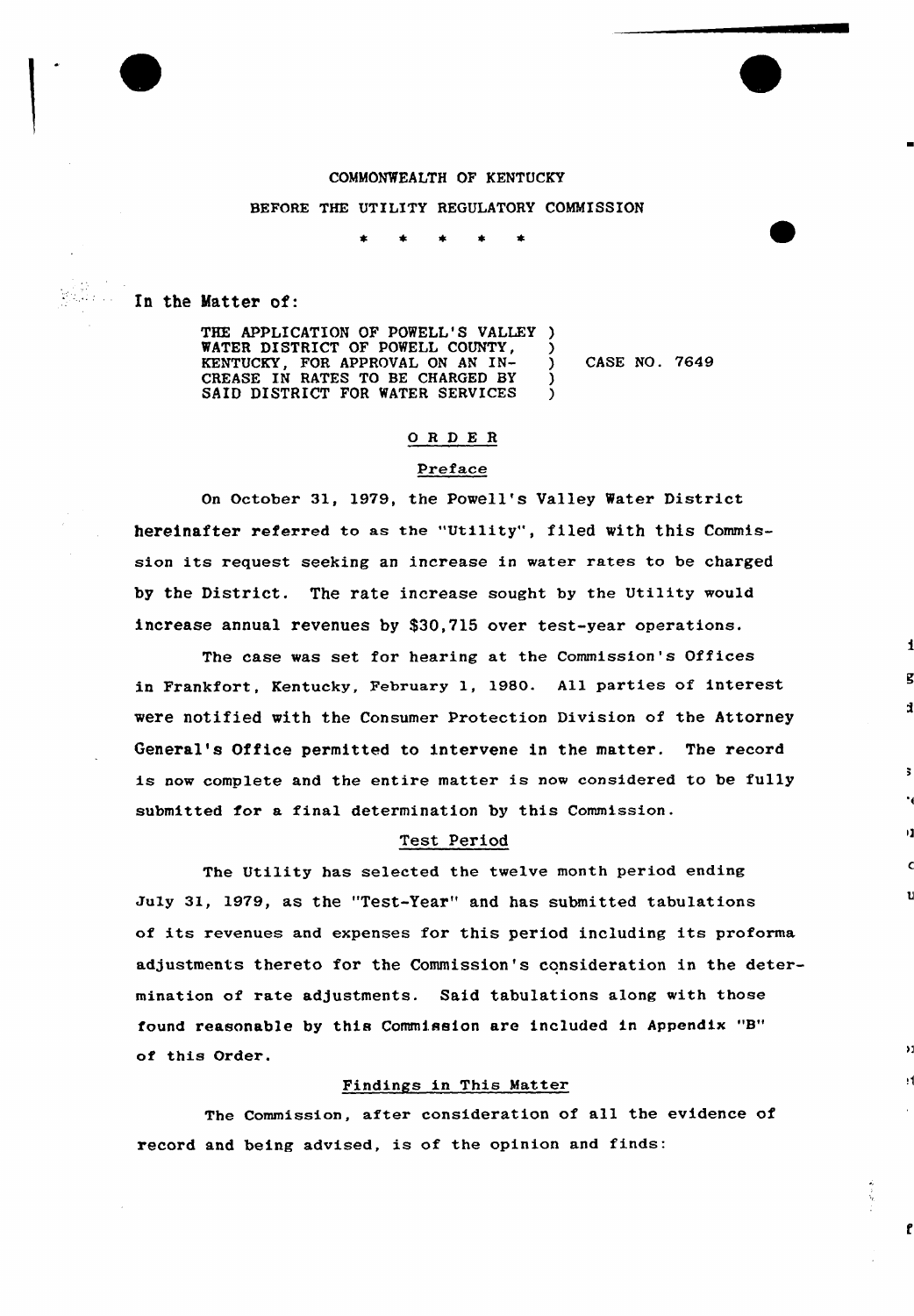COMMONWEALTH OF KENTUCKY

BEFORE THE UTILITY REGULATORY COMMISSION

\* \* \* \* \*

In the Matter of:

THE APPLICATION OF POWELL'S VALLEY WATER DISTRICT OF POWELL COUNTY, KENTUCKY, FOR APPROVAL ON AN INCREASE IN RATES TO BE CHARGED BY SAID DISTRICT FOR WATER SERVICES ) CASE NO. 7649

## ORDER

### Preface

On October 31, 1979, the Powell's Valley Water District hereinafter referred to as the "Utility", filed with this Commission its request seeking an increase in water rates to be charged by the District. The rate increase sought by the Utility would increase annual revenues by $30,715 over test-year operations.

The case was set for hearing at the Commission's Offices in Frankfort, Kentucky, February 1, 1980. All parties of interest were notified with the Consumer Protection Division of the Attorney General's Office permitted to intervene in the matter. The record is now complete and the entire matter is now considered to be fully submitted for a final determination by this Commission.

### Test Period

The Utility has selected the twelve month period ending July 31, 1979, as the "Test-Year" and has submitted tabulations of its revenues and expenses for this period including its proforma adjustments thereto for the Commission's consideration in the determination of rate adjustments. Said tabulations along with those found reasonable by this Commission are included in Appendix "B" of this Order.

### Findings in This Matter

The Commission, after consideration of all the evidence of record and being advised, is of the opinion and finds: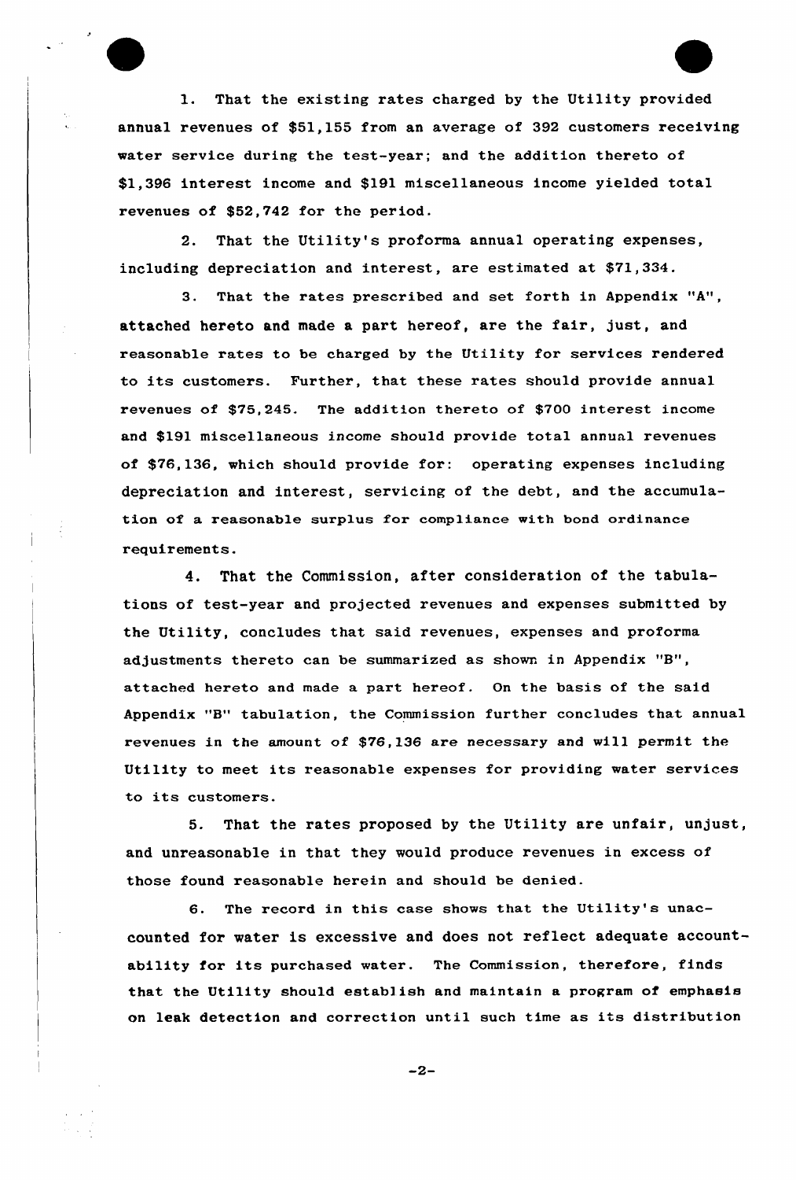1. That the existing rates charged by the Utility provided annual revenues of $51,155 from an average of 392 customers receiving water service during the test-year; and the addition thereto of $1,396 interest income and $191 miscellaneous income yielded total revenues of $52,742 for the period.

2. That the Utility's proforma annual operating expenses, including depreciation and interest, are estimated at $71,334.

3. That the rates prescribed and set forth in Appendix "A", attached hereto and made a part hereof, are the fair, just, and reasonable rates to be charged by the Utility for services rendered to its customers. Further, that these rates should provide annual revenues of $75,245. The addition thereto of $700 interest income and $191 miscellaneous income should provide total annual revenues of $76,136, which should provide for: operating expenses including depreciation and interest, servicing of the debt, and the accumulation of a reasonable surplus for compliance with bond ordinance requirements.

4. That the Commission, after consideration of the tabulations of test-year and projected revenues and expenses submitted by the Utility, concludes that said revenues, expenses and proforma adjustments thereto can be summarized as shown in Appendix "B", attached hereto and made a part hereof. On the basis of the said Appendix "B" tabulation, the Commission further concludes that annual revenues in the amount of $76,136 are necessary and will permit the Utility to meet its reasonable expenses for providing water services to its customers.

5. That the rates proposed by the Utility are unfair, unjust, and unreasonable in that they would produce revenues in excess of those found reasonable herein and should be denied.

6. The record in this case shows that the Utility's unaccounted for water is excessive and does not reflect adequate accountability for its purchased water. The Commission, therefore, finds that the Utility should establish and maintain a program of emphasis on leak detection and correction until such time as its distribution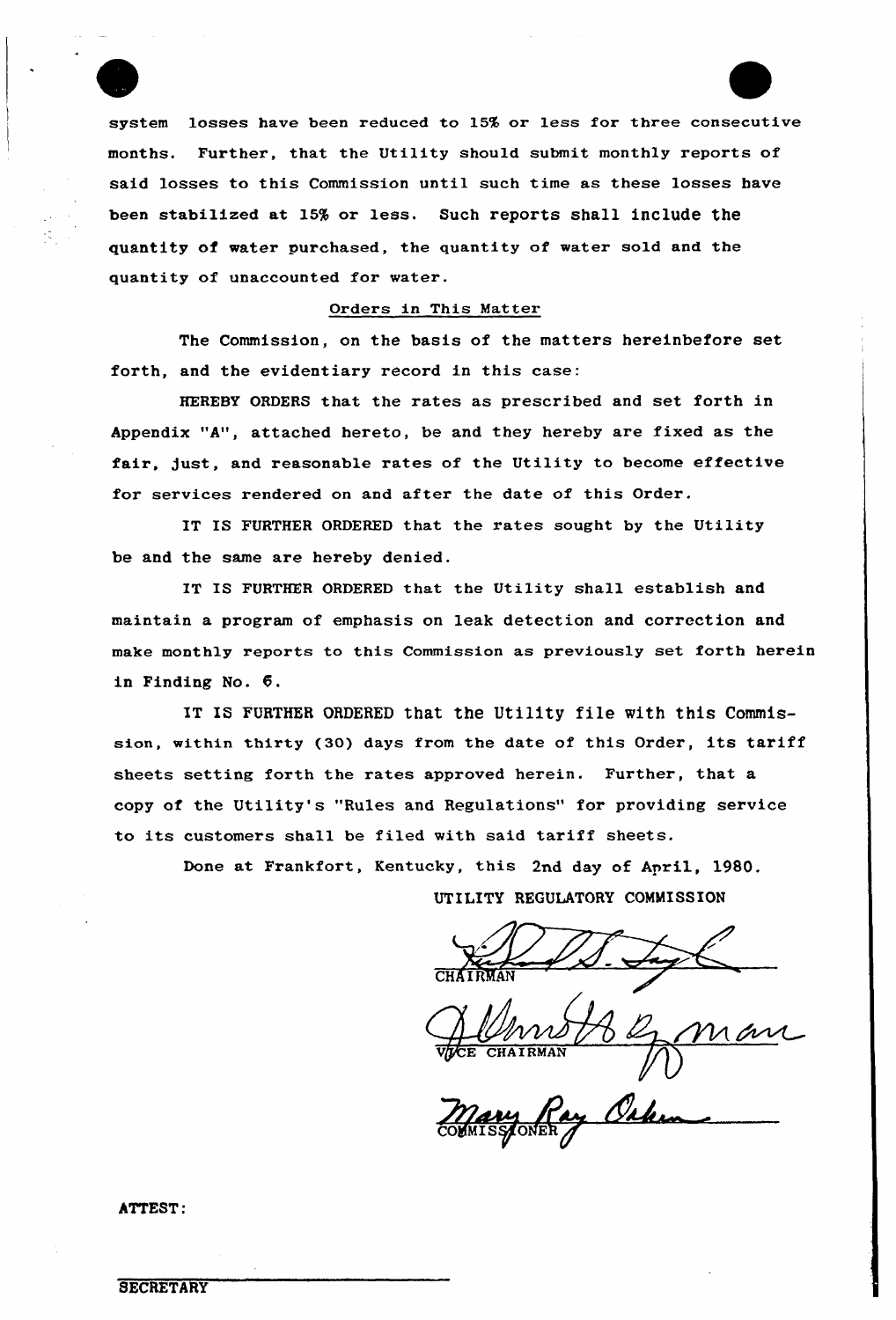system losses have been reduced to 15% or less for three consecutive months. Further, that the Utility should submit monthly reports of said losses to this Commission until such time as these losses have been stabilized at 15% or less. Such reports shall include the quantity of water purchased, the quantity of water sold and the quantity of unaccounted for water.

## Orders in This Matter

The Commission, on the basis of the matters hereinbefore set forth, and the evidentiary record in this case:

HEREBY ORDERS that the rates as prescribed and set forth in Appendix "A", attached hereto, be and they hereby are fixed as the fair, just, and reasonable rates of the Utility to become effective for services rendered on and after the date of this Order.

IT IS FURTHER ORDERED that the rates sought by the Utility be and the same are hereby denied.

IT IS FURTHER ORDERED that the Utility shall establish and maintain a program of emphasis on leak detection and correction and make monthly reports to this Commission as previously set forth herein in Finding No. 6.

IT IS FURTHER ORDERED that the Utility file with this Commission, within thirty (30) days from the date of this Order, its tariff sheets setting forth the rates approved herein. Further, that a copy of the Utility's "Rules and Regulations" for providing service to its customers shall be filed with said tariff sheets.

Done at Frankfort, Kentucky, this 2nd day of April, 1980.

UTILITY REGULATORY COMMISSION

CHAIRMAN

VICE CHAIRMAN

COMMISSIONER

ATTEST:

SECRETARY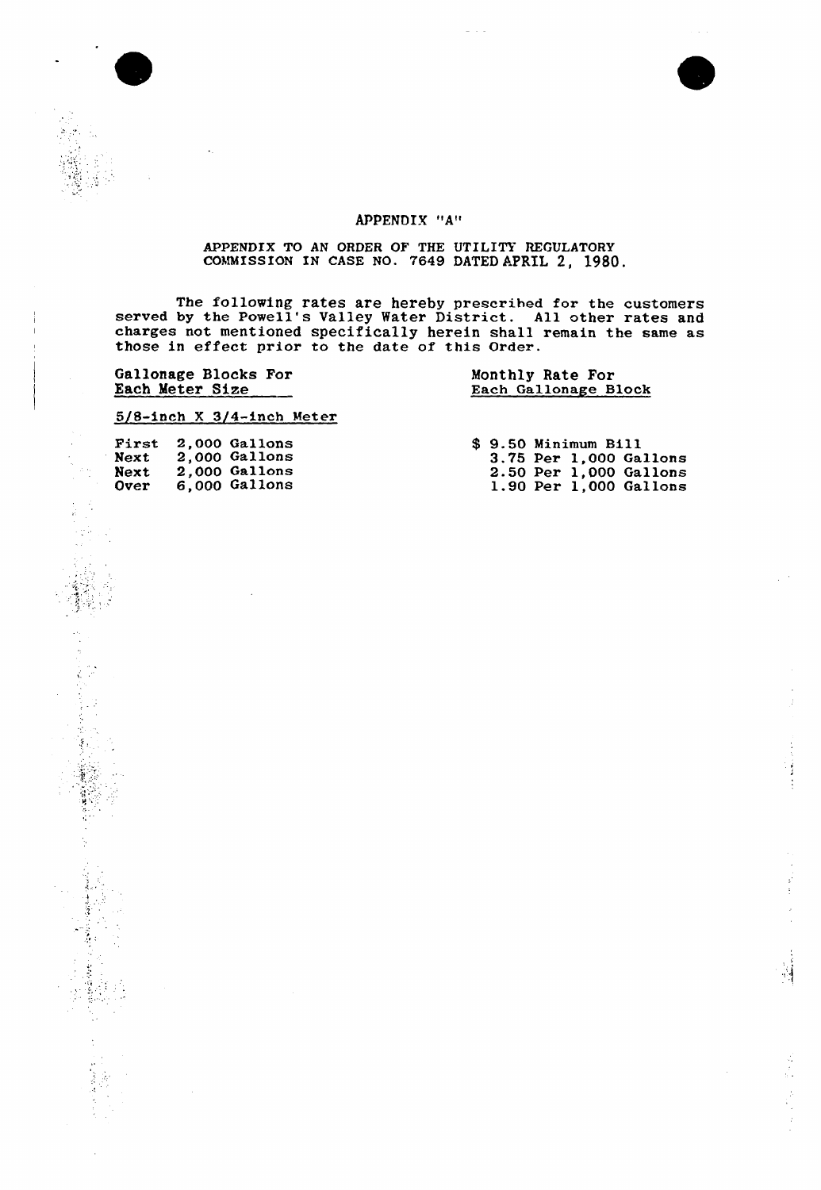# APPENDIX "A"

APPENDIX TO AN ORDER OF THE UTILITY REGULATORY COMMISSION IN CASE NO. 7649 DATED APRIL 2, 1980.

The following rates are hereby prescribed for the customers served by the Powell's Valley Water District. All other rates and charges not mentioned specifically herein shall remain the same as those in effect prior to the date of this Order.

| Gallonage Blocks For Each Meter Size | Monthly Rate For Each Gallonage Block |
|---|---|
| 5/8-inch X 3/4-inch Meter | |
| First 2,000 Gallons | $ 9.50 Minimum Bill |
| Next 2,000 Gallons | 3.75 Per 1,000 Gallons |
| Next 2,000 Gallons | 2.50 Per 1,000 Gallons |
| Over 6,000 Gallons | 1.90 Per 1,000 Gallons |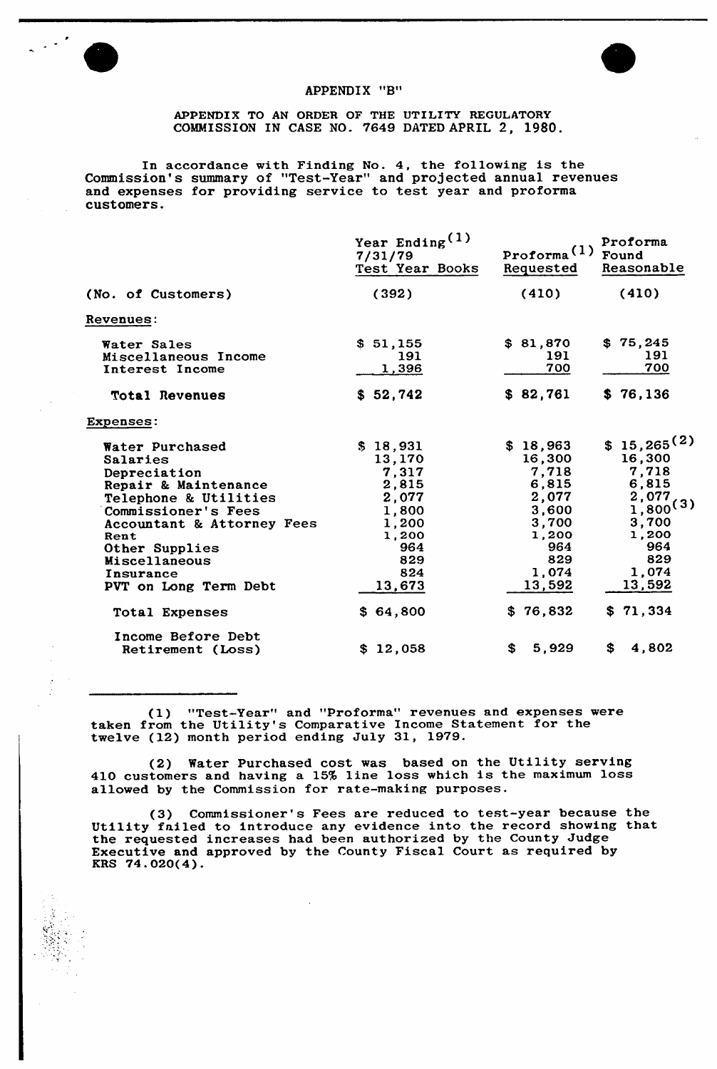APPENDIX "B"

APPENDIX TO AN ORDER OF THE UTILITY REGULATORY COMMISSION IN CASE NO. 7649 DATED APRIL 2, 1980.

In accordance with Finding No. 4, the following is the Commission's summary of "Test-Year" and projected annual revenues and expenses for providing service to test year and proforma customers.

| | Year Ending[(1)] 7/31/79 Test Year Books | Proforma[(1)] Requested | Proforma Found Reasonable |
|---|---|---|---|
| (No. of Customers) | (392) | (410) | (410) |
| **Revenues:** | | | |
| Water Sales | $ 51,155 | $ 81,870 | $ 75,245 |
| Miscellaneous Income | 191 | 191 | 191 |
| Interest Income | 1,396 | 700 | 700 |
| **Total Revenues** | $ 52,742 | $ 82,761 | $ 76,136 |
| **Expenses:** | | | |
| Water Purchased | $ 18,931 | $ 18,963 | $ 15,265[(2)] |
| Salaries | 13,170 | 16,300 | 16,300 |
| Depreciation | 7,317 | 7,718 | 7,718 |
| Repair & Maintenance | 2,815 | 6,815 | 6,815 |
| Telephone & Utilities | 2,077 | 2,077 | 2,077 |
| Commissioner's Fees | 1,800 | 3,600 | 1,800[(3)] |
| Accountant & Attorney Fees | 1,200 | 3,700 | 3,700 |
| Rent | 1,200 | 1,200 | 1,200 |
| Other Supplies | 964 | 964 | 964 |
| Miscellaneous | 829 | 829 | 829 |
| Insurance | 824 | 1,074 | 1,074 |
| PVT on Long Term Debt | 13,673 | 13,592 | 13,592 |
| Total Expenses | $ 64,800 | $ 76,832 | $ 71,334 |
| Income Before Debt Retirement (Loss) | $ 12,058 | $ 5,929 | $ 4,802 |

(1) "Test-Year" and "Proforma" revenues and expenses were taken from the Utility's Comparative Income Statement for the twelve (12) month period ending July 31, 1979.

(2) Water Purchased cost was based on the Utility serving 410 customers and having a 15% line loss which is the maximum loss allowed by the Commission for rate-making purposes.

(3) Commissioner's Fees are reduced to test-year because the Utility failed to introduce any evidence into the record showing that the requested increases had been authorized by the County Judge Executive and approved by the County Fiscal Court as required by KRS 74.020(4).